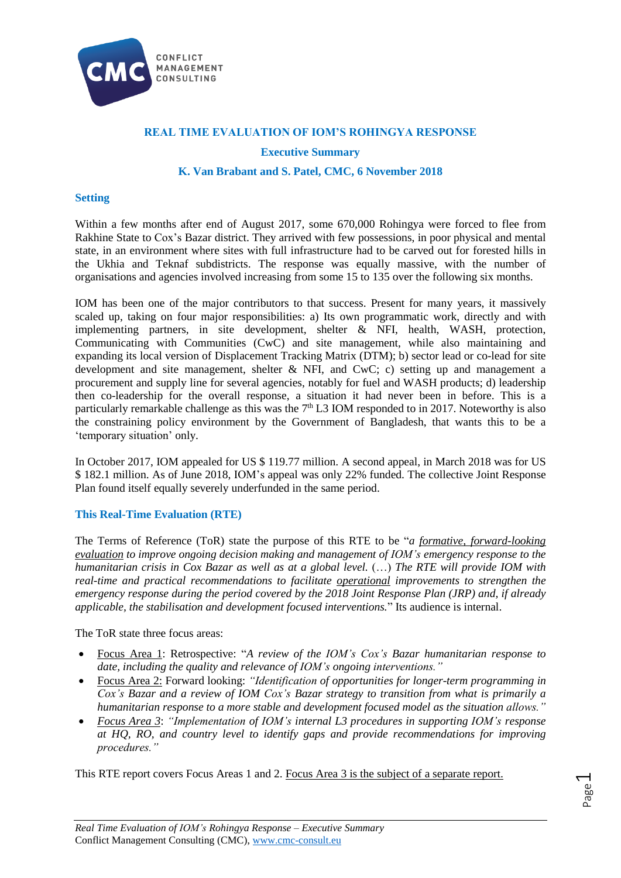# REAL TIME EVALUATION OF IOM'S ROHINGYA RESPONSE

**Executive Summary**

**K. Van Brabant and S. Patel, CMC, 6 November 2018**

## Setting

Within a few months after end of August 2017, some 670,000 Rohingya were forced to flee from Rakhine State to Cox's Bazar district. They arrived with few possessions, in poor physical and mental state, in an environment where sites with full infrastructure had to be carved out for forested hills in the Ukhia and Teknaf subdistricts. The response was equally massive, with the number of organisations and agencies involved increasing from some 15 to 135 over the following six months.

IOM has been one of the major contributors to that success. Present for many years, it massively scaled up, taking on four major responsibilities: a) Its own programmatic work, directly and with implementing partners, in site development, shelter & NFI, health, WASH, protection, Communicating with Communities (CwC) and site management, while also maintaining and expanding its local version of Displacement Tracking Matrix (DTM); b) sector lead or co-lead for site development and site management, shelter & NFI, and CwC; c) setting up and management a procurement and supply line for several agencies, notably for fuel and WASH products; d) leadership then co-leadership for the overall response, a situation it had never been in before. This is a particularly remarkable challenge as this was the 7th L3 IOM responded to in 2017. Noteworthy is also the constraining policy environment by the Government of Bangladesh, that wants this to be a 'temporary situation' only.

In October 2017, IOM appealed for US $ 119.77 million. A second appeal, in March 2018 was for US $ 182.1 million. As of June 2018, IOM's appeal was only 22% funded. The collective Joint Response Plan found itself equally severely underfunded in the same period.

## This Real-Time Evaluation (RTE)

The Terms of Reference (ToR) state the purpose of this RTE to be "*a formative, forward-looking evaluation to improve ongoing decision making and management of IOM's emergency response to the humanitarian crisis in Cox Bazar as well as at a global level.* (…) *The RTE will provide IOM with real-time and practical recommendations to facilitate operational improvements to strengthen the emergency response during the period covered by the 2018 Joint Response Plan (JRP) and, if already applicable, the stabilisation and development focused interventions.*" Its audience is internal.

The ToR state three focus areas:

- Focus Area 1: Retrospective: "*A review of the IOM's Cox's Bazar humanitarian response to date, including the quality and relevance of IOM's ongoing interventions.*"
- Focus Area 2: Forward looking: *"Identification of opportunities for longer-term programming in Cox's Bazar and a review of IOM Cox's Bazar strategy to transition from what is primarily a humanitarian response to a more stable and development focused model as the situation allows."*
- *Focus Area 3*: *"Implementation of IOM's internal L3 procedures in supporting IOM's response at HQ, RO, and country level to identify gaps and provide recommendations for improving procedures."*

This RTE report covers Focus Areas 1 and 2. Focus Area 3 is the subject of a separate report.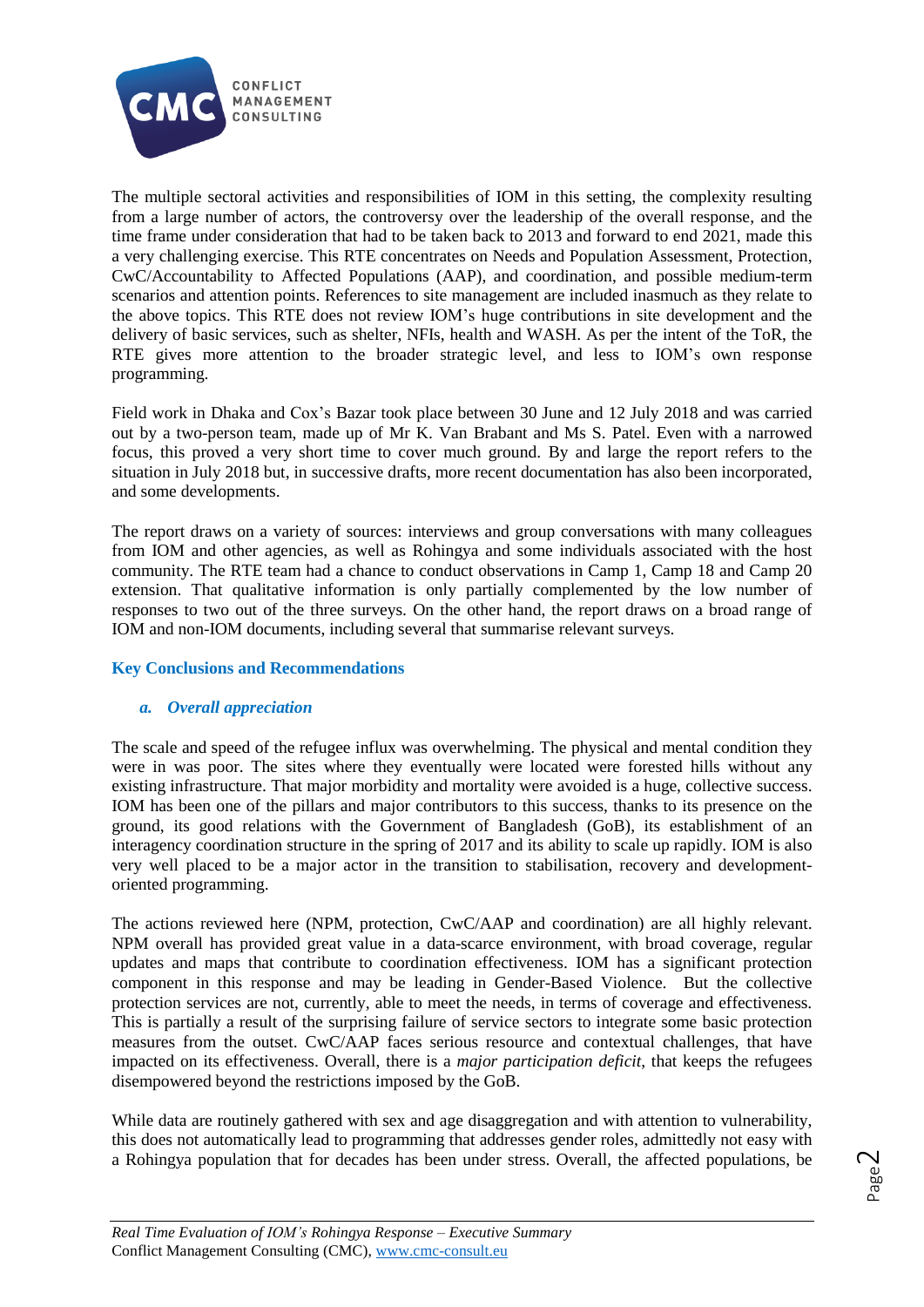The multiple sectoral activities and responsibilities of IOM in this setting, the complexity resulting from a large number of actors, the controversy over the leadership of the overall response, and the time frame under consideration that had to be taken back to 2013 and forward to end 2021, made this a very challenging exercise. This RTE concentrates on Needs and Population Assessment, Protection, CwC/Accountability to Affected Populations (AAP), and coordination, and possible medium-term scenarios and attention points. References to site management are included inasmuch as they relate to the above topics. This RTE does not review IOM's huge contributions in site development and the delivery of basic services, such as shelter, NFIs, health and WASH. As per the intent of the ToR, the RTE gives more attention to the broader strategic level, and less to IOM's own response programming.

Field work in Dhaka and Cox's Bazar took place between 30 June and 12 July 2018 and was carried out by a two-person team, made up of Mr K. Van Brabant and Ms S. Patel. Even with a narrowed focus, this proved a very short time to cover much ground. By and large the report refers to the situation in July 2018 but, in successive drafts, more recent documentation has also been incorporated, and some developments.

The report draws on a variety of sources: interviews and group conversations with many colleagues from IOM and other agencies, as well as Rohingya and some individuals associated with the host community. The RTE team had a chance to conduct observations in Camp 1, Camp 18 and Camp 20 extension. That qualitative information is only partially complemented by the low number of responses to two out of the three surveys. On the other hand, the report draws on a broad range of IOM and non-IOM documents, including several that summarise relevant surveys.

## Key Conclusions and Recommendations

### *a. Overall appreciation*

The scale and speed of the refugee influx was overwhelming. The physical and mental condition they were in was poor. The sites where they eventually were located were forested hills without any existing infrastructure. That major morbidity and mortality were avoided is a huge, collective success. IOM has been one of the pillars and major contributors to this success, thanks to its presence on the ground, its good relations with the Government of Bangladesh (GoB), its establishment of an interagency coordination structure in the spring of 2017 and its ability to scale up rapidly. IOM is also very well placed to be a major actor in the transition to stabilisation, recovery and development-oriented programming.

The actions reviewed here (NPM, protection, CwC/AAP and coordination) are all highly relevant. NPM overall has provided great value in a data-scarce environment, with broad coverage, regular updates and maps that contribute to coordination effectiveness. IOM has a significant protection component in this response and may be leading in Gender-Based Violence. But the collective protection services are not, currently, able to meet the needs, in terms of coverage and effectiveness. This is partially a result of the surprising failure of service sectors to integrate some basic protection measures from the outset. CwC/AAP faces serious resource and contextual challenges, that have impacted on its effectiveness. Overall, there is a *major participation deficit*, that keeps the refugees disempowered beyond the restrictions imposed by the GoB.

While data are routinely gathered with sex and age disaggregation and with attention to vulnerability, this does not automatically lead to programming that addresses gender roles, admittedly not easy with a Rohingya population that for decades has been under stress. Overall, the affected populations, be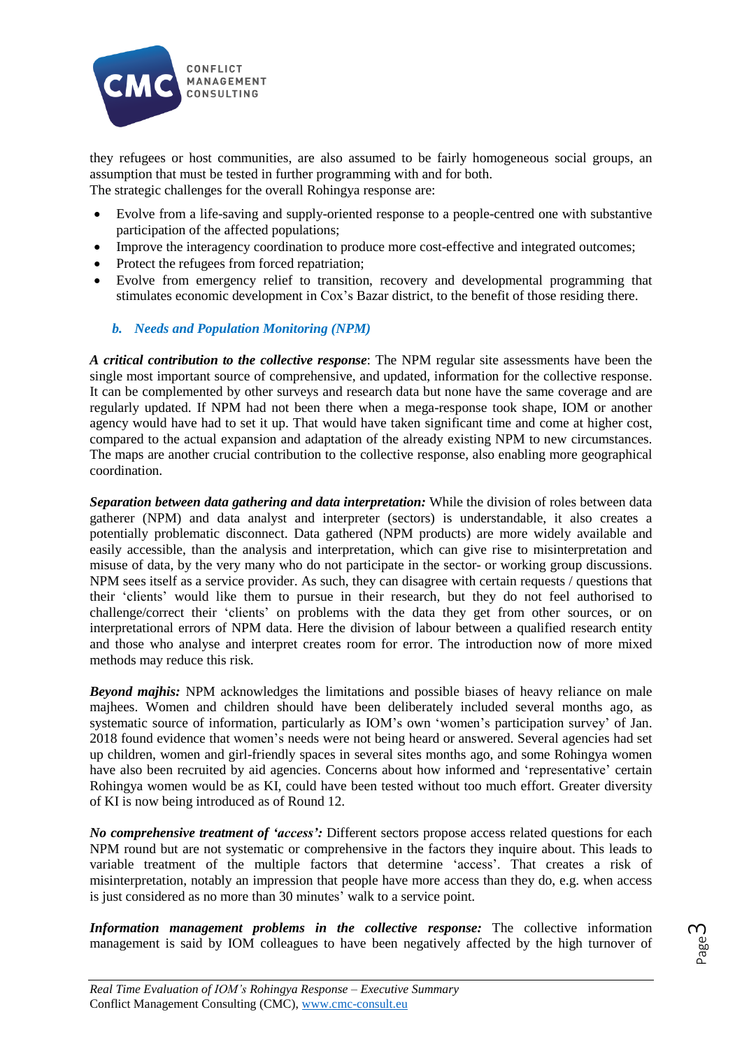they refugees or host communities, are also assumed to be fairly homogeneous social groups, an assumption that must be tested in further programming with and for both.
The strategic challenges for the overall Rohingya response are:

- Evolve from a life-saving and supply-oriented response to a people-centred one with substantive participation of the affected populations;
- Improve the interagency coordination to produce more cost-effective and integrated outcomes;
- Protect the refugees from forced repatriation;
- Evolve from emergency relief to transition, recovery and developmental programming that stimulates economic development in Cox's Bazar district, to the benefit of those residing there.

### *b. Needs and Population Monitoring (NPM)*

***A critical contribution to the collective response***: The NPM regular site assessments have been the single most important source of comprehensive, and updated, information for the collective response. It can be complemented by other surveys and research data but none have the same coverage and are regularly updated. If NPM had not been there when a mega-response took shape, IOM or another agency would have had to set it up. That would have taken significant time and come at higher cost, compared to the actual expansion and adaptation of the already existing NPM to new circumstances. The maps are another crucial contribution to the collective response, also enabling more geographical coordination.

***Separation between data gathering and data interpretation:*** While the division of roles between data gatherer (NPM) and data analyst and interpreter (sectors) is understandable, it also creates a potentially problematic disconnect. Data gathered (NPM products) are more widely available and easily accessible, than the analysis and interpretation, which can give rise to misinterpretation and misuse of data, by the very many who do not participate in the sector- or working group discussions. NPM sees itself as a service provider. As such, they can disagree with certain requests / questions that their 'clients' would like them to pursue in their research, but they do not feel authorised to challenge/correct their 'clients' on problems with the data they get from other sources, or on interpretational errors of NPM data. Here the division of labour between a qualified research entity and those who analyse and interpret creates room for error. The introduction now of more mixed methods may reduce this risk.

***Beyond majhis:*** NPM acknowledges the limitations and possible biases of heavy reliance on male majhees. Women and children should have been deliberately included several months ago, as systematic source of information, particularly as IOM's own 'women's participation survey' of Jan. 2018 found evidence that women's needs were not being heard or answered. Several agencies had set up children, women and girl-friendly spaces in several sites months ago, and some Rohingya women have also been recruited by aid agencies. Concerns about how informed and 'representative' certain Rohingya women would be as KI, could have been tested without too much effort. Greater diversity of KI is now being introduced as of Round 12.

***No comprehensive treatment of 'access':*** Different sectors propose access related questions for each NPM round but are not systematic or comprehensive in the factors they inquire about. This leads to variable treatment of the multiple factors that determine 'access'. That creates a risk of misinterpretation, notably an impression that people have more access than they do, e.g. when access is just considered as no more than 30 minutes' walk to a service point.

***Information management problems in the collective response:*** The collective information management is said by IOM colleagues to have been negatively affected by the high turnover of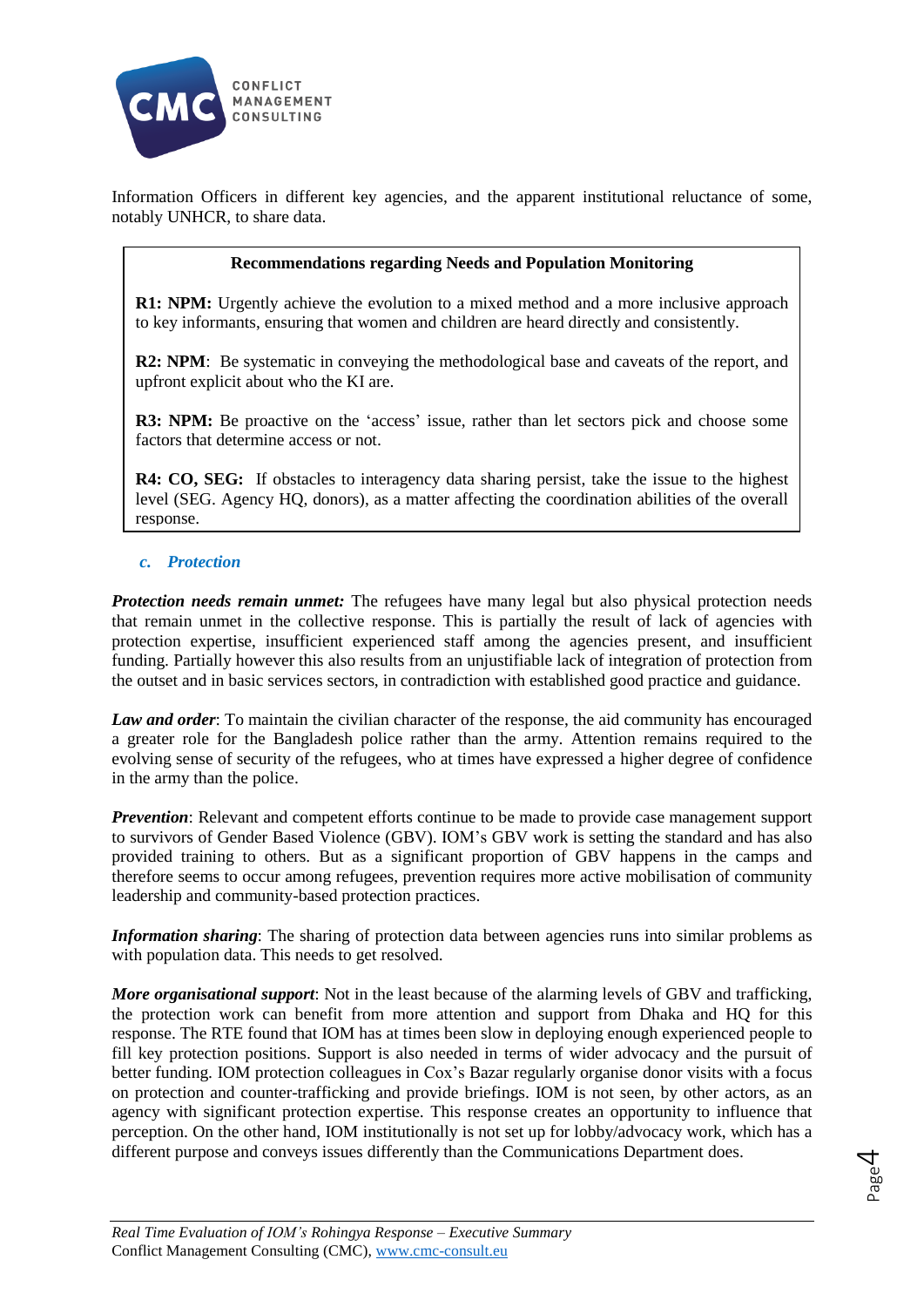Information Officers in different key agencies, and the apparent institutional reluctance of some, notably UNHCR, to share data.

> **Recommendations regarding Needs and Population Monitoring**
>
> **R1: NPM:** Urgently achieve the evolution to a mixed method and a more inclusive approach to key informants, ensuring that women and children are heard directly and consistently.
>
> **R2: NPM**: Be systematic in conveying the methodological base and caveats of the report, and upfront explicit about who the KI are.
>
> **R3: NPM:** Be proactive on the 'access' issue, rather than let sectors pick and choose some factors that determine access or not.
>
> **R4: CO, SEG:** If obstacles to interagency data sharing persist, take the issue to the highest level (SEG. Agency HQ, donors), as a matter affecting the coordination abilities of the overall response.

### c. *Protection*

***Protection needs remain unmet:*** The refugees have many legal but also physical protection needs that remain unmet in the collective response. This is partially the result of lack of agencies with protection expertise, insufficient experienced staff among the agencies present, and insufficient funding. Partially however this also results from an unjustifiable lack of integration of protection from the outset and in basic services sectors, in contradiction with established good practice and guidance.

***Law and order***: To maintain the civilian character of the response, the aid community has encouraged a greater role for the Bangladesh police rather than the army. Attention remains required to the evolving sense of security of the refugees, who at times have expressed a higher degree of confidence in the army than the police.

***Prevention***: Relevant and competent efforts continue to be made to provide case management support to survivors of Gender Based Violence (GBV). IOM's GBV work is setting the standard and has also provided training to others. But as a significant proportion of GBV happens in the camps and therefore seems to occur among refugees, prevention requires more active mobilisation of community leadership and community-based protection practices.

***Information sharing***: The sharing of protection data between agencies runs into similar problems as with population data. This needs to get resolved.

***More organisational support***: Not in the least because of the alarming levels of GBV and trafficking, the protection work can benefit from more attention and support from Dhaka and HQ for this response. The RTE found that IOM has at times been slow in deploying enough experienced people to fill key protection positions. Support is also needed in terms of wider advocacy and the pursuit of better funding. IOM protection colleagues in Cox's Bazar regularly organise donor visits with a focus on protection and counter-trafficking and provide briefings. IOM is not seen, by other actors, as an agency with significant protection expertise. This response creates an opportunity to influence that perception. On the other hand, IOM institutionally is not set up for lobby/advocacy work, which has a different purpose and conveys issues differently than the Communications Department does.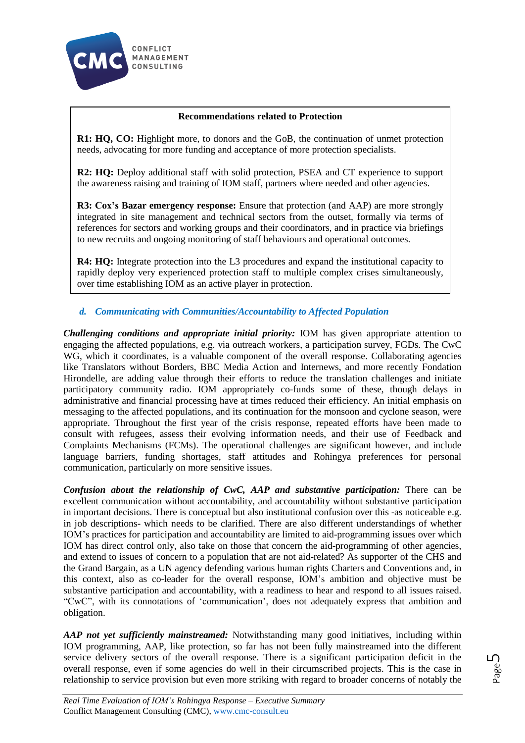**Recommendations related to Protection**

**R1: HQ, CO:** Highlight more, to donors and the GoB, the continuation of unmet protection needs, advocating for more funding and acceptance of more protection specialists.

**R2: HQ:** Deploy additional staff with solid protection, PSEA and CT experience to support the awareness raising and training of IOM staff, partners where needed and other agencies.

**R3: Cox's Bazar emergency response:** Ensure that protection (and AAP) are more strongly integrated in site management and technical sectors from the outset, formally via terms of references for sectors and working groups and their coordinators, and in practice via briefings to new recruits and ongoing monitoring of staff behaviours and operational outcomes.

**R4: HQ:** Integrate protection into the L3 procedures and expand the institutional capacity to rapidly deploy very experienced protection staff to multiple complex crises simultaneously, over time establishing IOM as an active player in protection.

### *d. Communicating with Communities/Accountability to Affected Population*

***Challenging conditions and appropriate initial priority:*** IOM has given appropriate attention to engaging the affected populations, e.g. via outreach workers, a participation survey, FGDs. The CwC WG, which it coordinates, is a valuable component of the overall response. Collaborating agencies like Translators without Borders, BBC Media Action and Internews, and more recently Fondation Hirondelle, are adding value through their efforts to reduce the translation challenges and initiate participatory community radio. IOM appropriately co-funds some of these, though delays in administrative and financial processing have at times reduced their efficiency. An initial emphasis on messaging to the affected populations, and its continuation for the monsoon and cyclone season, were appropriate. Throughout the first year of the crisis response, repeated efforts have been made to consult with refugees, assess their evolving information needs, and their use of Feedback and Complaints Mechanisms (FCMs). The operational challenges are significant however, and include language barriers, funding shortages, staff attitudes and Rohingya preferences for personal communication, particularly on more sensitive issues.

***Confusion about the relationship of CwC, AAP and substantive participation:*** There can be excellent communication without accountability, and accountability without substantive participation in important decisions. There is conceptual but also institutional confusion over this -as noticeable e.g. in job descriptions- which needs to be clarified. There are also different understandings of whether IOM's practices for participation and accountability are limited to aid-programming issues over which IOM has direct control only, also take on those that concern the aid-programming of other agencies, and extend to issues of concern to a population that are not aid-related? As supporter of the CHS and the Grand Bargain, as a UN agency defending various human rights Charters and Conventions and, in this context, also as co-leader for the overall response, IOM's ambition and objective must be substantive participation and accountability, with a readiness to hear and respond to all issues raised. "CwC", with its connotations of 'communication', does not adequately express that ambition and obligation.

***AAP not yet sufficiently mainstreamed:*** Notwithstanding many good initiatives, including within IOM programming, AAP, like protection, so far has not been fully mainstreamed into the different service delivery sectors of the overall response. There is a significant participation deficit in the overall response, even if some agencies do well in their circumscribed projects. This is the case in relationship to service provision but even more striking with regard to broader concerns of notably the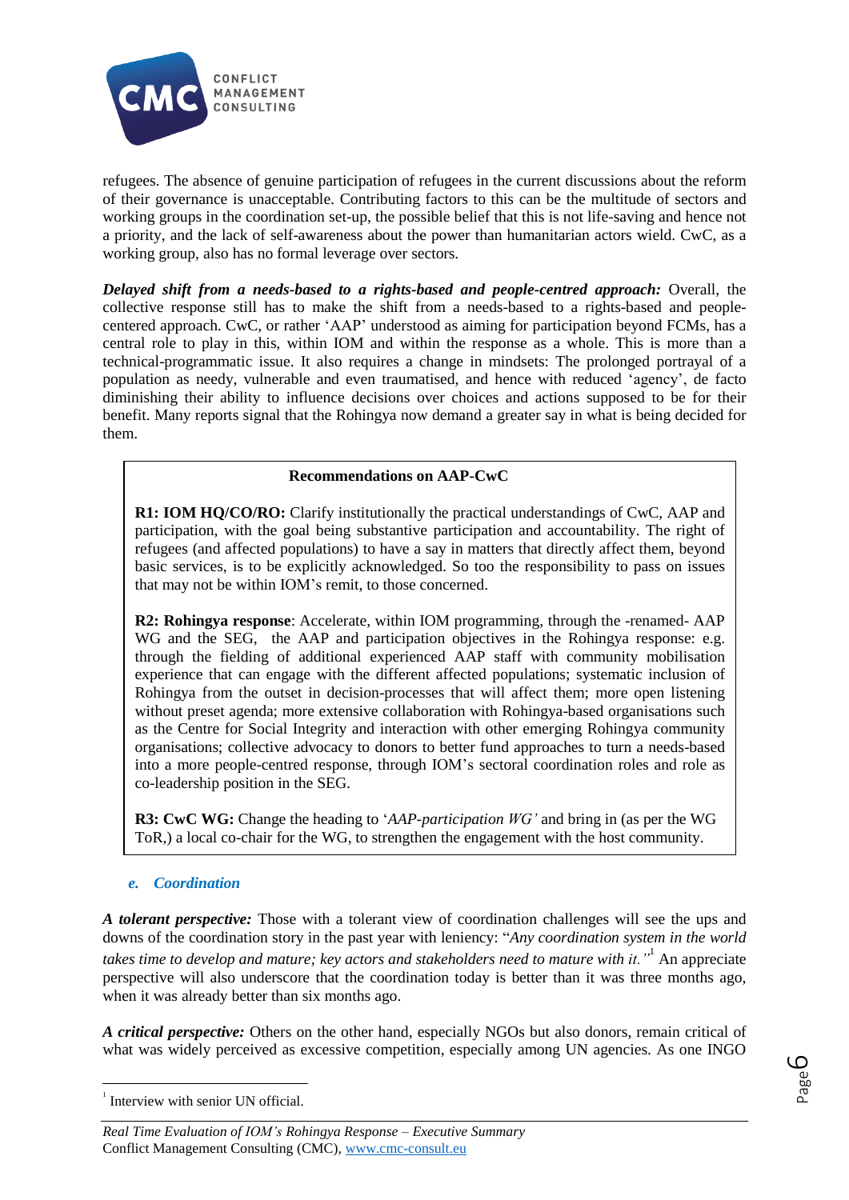refugees. The absence of genuine participation of refugees in the current discussions about the reform of their governance is unacceptable. Contributing factors to this can be the multitude of sectors and working groups in the coordination set-up, the possible belief that this is not life-saving and hence not a priority, and the lack of self-awareness about the power than humanitarian actors wield. CwC, as a working group, also has no formal leverage over sectors.

***Delayed shift from a needs-based to a rights-based and people-centred approach:*** Overall, the collective response still has to make the shift from a needs-based to a rights-based and people-centered approach. CwC, or rather 'AAP' understood as aiming for participation beyond FCMs, has a central role to play in this, within IOM and within the response as a whole. This is more than a technical-programmatic issue. It also requires a change in mindsets: The prolonged portrayal of a population as needy, vulnerable and even traumatised, and hence with reduced 'agency', de facto diminishing their ability to influence decisions over choices and actions supposed to be for their benefit. Many reports signal that the Rohingya now demand a greater say in what is being decided for them.

> **Recommendations on AAP-CwC**
>
> **R1: IOM HQ/CO/RO:** Clarify institutionally the practical understandings of CwC, AAP and participation, with the goal being substantive participation and accountability. The right of refugees (and affected populations) to have a say in matters that directly affect them, beyond basic services, is to be explicitly acknowledged. So too the responsibility to pass on issues that may not be within IOM's remit, to those concerned.
>
> **R2: Rohingya response**: Accelerate, within IOM programming, through the -renamed- AAP WG and the SEG, the AAP and participation objectives in the Rohingya response: e.g. through the fielding of additional experienced AAP staff with community mobilisation experience that can engage with the different affected populations; systematic inclusion of Rohingya from the outset in decision-processes that will affect them; more open listening without preset agenda; more extensive collaboration with Rohingya-based organisations such as the Centre for Social Integrity and interaction with other emerging Rohingya community organisations; collective advocacy to donors to better fund approaches to turn a needs-based into a more people-centred response, through IOM's sectoral coordination roles and role as co-leadership position in the SEG.
>
> **R3: CwC WG:** Change the heading to '*AAP-participation WG'* and bring in (as per the WG ToR,) a local co-chair for the WG, to strengthen the engagement with the host community.

### *e. Coordination*

***A tolerant perspective:*** Those with a tolerant view of coordination challenges will see the ups and downs of the coordination story in the past year with leniency: "*Any coordination system in the world takes time to develop and mature; key actors and stakeholders need to mature with it.*"[1] An appreciate perspective will also underscore that the coordination today is better than it was three months ago, when it was already better than six months ago.

***A critical perspective:*** Others on the other hand, especially NGOs but also donors, remain critical of what was widely perceived as excessive competition, especially among UN agencies. As one INGO

[1] Interview with senior UN official.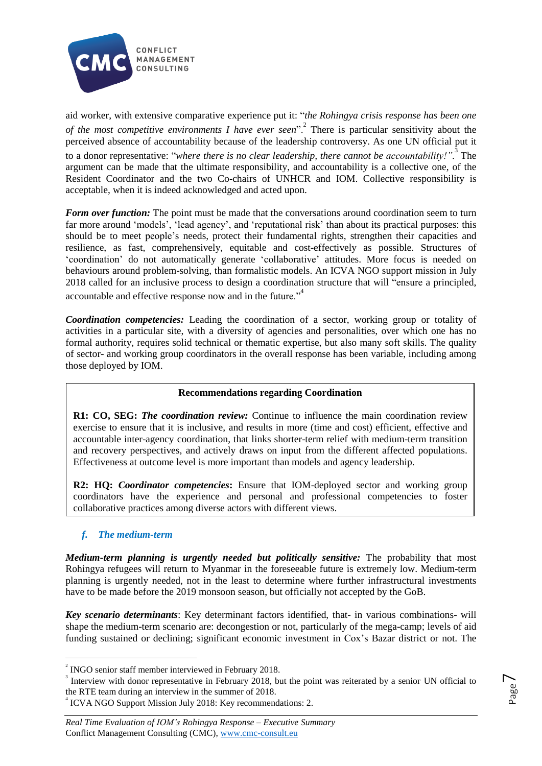aid worker, with extensive comparative experience put it: "*the Rohingya crisis response has been one of the most competitive environments I have ever seen*".[2] There is particular sensitivity about the perceived absence of accountability because of the leadership controversy. As one UN official put it to a donor representative: "*where there is no clear leadership, there cannot be accountability!"*.[3] The argument can be made that the ultimate responsibility, and accountability is a collective one, of the Resident Coordinator and the two Co-chairs of UNHCR and IOM. Collective responsibility is acceptable, when it is indeed acknowledged and acted upon.

***Form over function:*** The point must be made that the conversations around coordination seem to turn far more around 'models', 'lead agency', and 'reputational risk' than about its practical purposes: this should be to meet people's needs, protect their fundamental rights, strengthen their capacities and resilience, as fast, comprehensively, equitable and cost-effectively as possible. Structures of 'coordination' do not automatically generate 'collaborative' attitudes. More focus is needed on behaviours around problem-solving, than formalistic models. An ICVA NGO support mission in July 2018 called for an inclusive process to design a coordination structure that will "ensure a principled, accountable and effective response now and in the future."[4]

***Coordination competencies:*** Leading the coordination of a sector, working group or totality of activities in a particular site, with a diversity of agencies and personalities, over which one has no formal authority, requires solid technical or thematic expertise, but also many soft skills. The quality of sector- and working group coordinators in the overall response has been variable, including among those deployed by IOM.

> **Recommendations regarding Coordination**
>
> **R1: CO, SEG:** ***The coordination review:*** Continue to influence the main coordination review exercise to ensure that it is inclusive, and results in more (time and cost) efficient, effective and accountable inter-agency coordination, that links shorter-term relief with medium-term transition and recovery perspectives, and actively draws on input from the different affected populations. Effectiveness at outcome level is more important than models and agency leadership.
>
> **R2: HQ:** ***Coordinator competencies*****:** Ensure that IOM-deployed sector and working group coordinators have the experience and personal and professional competencies to foster collaborative practices among diverse actors with different views.

### *f. The medium-term*

***Medium-term planning is urgently needed but politically sensitive:*** The probability that most Rohingya refugees will return to Myanmar in the foreseeable future is extremely low. Medium-term planning is urgently needed, not in the least to determine where further infrastructural investments have to be made before the 2019 monsoon season, but officially not accepted by the GoB.

***Key scenario determinants***: Key determinant factors identified, that- in various combinations- will shape the medium-term scenario are: decongestion or not, particularly of the mega-camp; levels of aid funding sustained or declining; significant economic investment in Cox's Bazar district or not. The

---

[2] INGO senior staff member interviewed in February 2018.

[3] Interview with donor representative in February 2018, but the point was reiterated by a senior UN official to the RTE team during an interview in the summer of 2018.

[4] ICVA NGO Support Mission July 2018: Key recommendations: 2.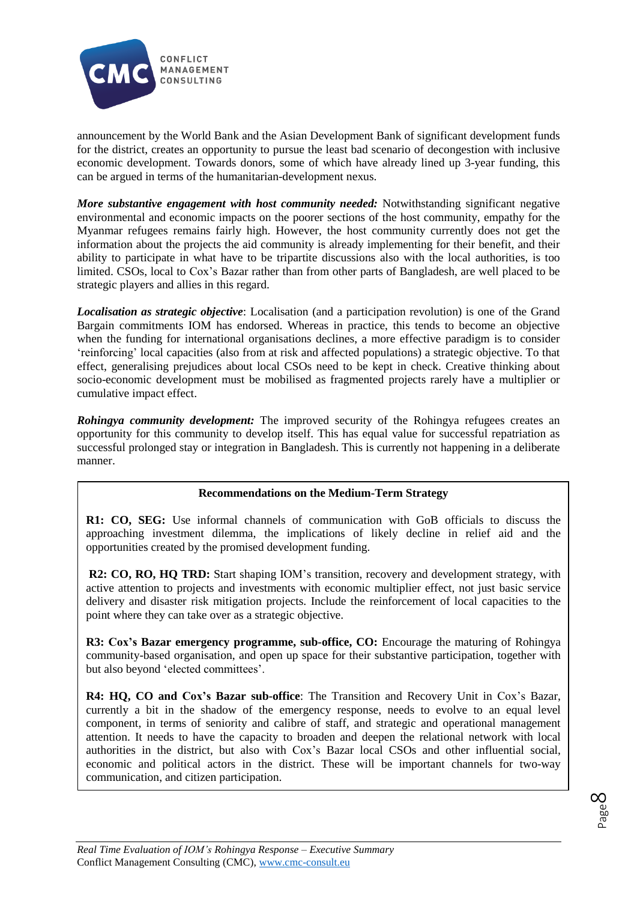announcement by the World Bank and the Asian Development Bank of significant development funds for the district, creates an opportunity to pursue the least bad scenario of decongestion with inclusive economic development. Towards donors, some of which have already lined up 3-year funding, this can be argued in terms of the humanitarian-development nexus.

***More substantive engagement with host community needed:*** Notwithstanding significant negative environmental and economic impacts on the poorer sections of the host community, empathy for the Myanmar refugees remains fairly high. However, the host community currently does not get the information about the projects the aid community is already implementing for their benefit, and their ability to participate in what have to be tripartite discussions also with the local authorities, is too limited. CSOs, local to Cox's Bazar rather than from other parts of Bangladesh, are well placed to be strategic players and allies in this regard.

***Localisation as strategic objective***: Localisation (and a participation revolution) is one of the Grand Bargain commitments IOM has endorsed. Whereas in practice, this tends to become an objective when the funding for international organisations declines, a more effective paradigm is to consider 'reinforcing' local capacities (also from at risk and affected populations) a strategic objective. To that effect, generalising prejudices about local CSOs need to be kept in check. Creative thinking about socio-economic development must be mobilised as fragmented projects rarely have a multiplier or cumulative impact effect.

***Rohingya community development:*** The improved security of the Rohingya refugees creates an opportunity for this community to develop itself. This has equal value for successful repatriation as successful prolonged stay or integration in Bangladesh. This is currently not happening in a deliberate manner.

**Recommendations on the Medium-Term Strategy**

**R1: CO, SEG:** Use informal channels of communication with GoB officials to discuss the approaching investment dilemma, the implications of likely decline in relief aid and the opportunities created by the promised development funding.

**R2: CO, RO, HQ TRD:** Start shaping IOM's transition, recovery and development strategy, with active attention to projects and investments with economic multiplier effect, not just basic service delivery and disaster risk mitigation projects. Include the reinforcement of local capacities to the point where they can take over as a strategic objective.

**R3: Cox's Bazar emergency programme, sub-office, CO:** Encourage the maturing of Rohingya community-based organisation, and open up space for their substantive participation, together with but also beyond 'elected committees'.

**R4: HQ, CO and Cox's Bazar sub-office**: The Transition and Recovery Unit in Cox's Bazar, currently a bit in the shadow of the emergency response, needs to evolve to an equal level component, in terms of seniority and calibre of staff, and strategic and operational management attention. It needs to have the capacity to broaden and deepen the relational network with local authorities in the district, but also with Cox's Bazar local CSOs and other influential social, economic and political actors in the district. These will be important channels for two-way communication, and citizen participation.